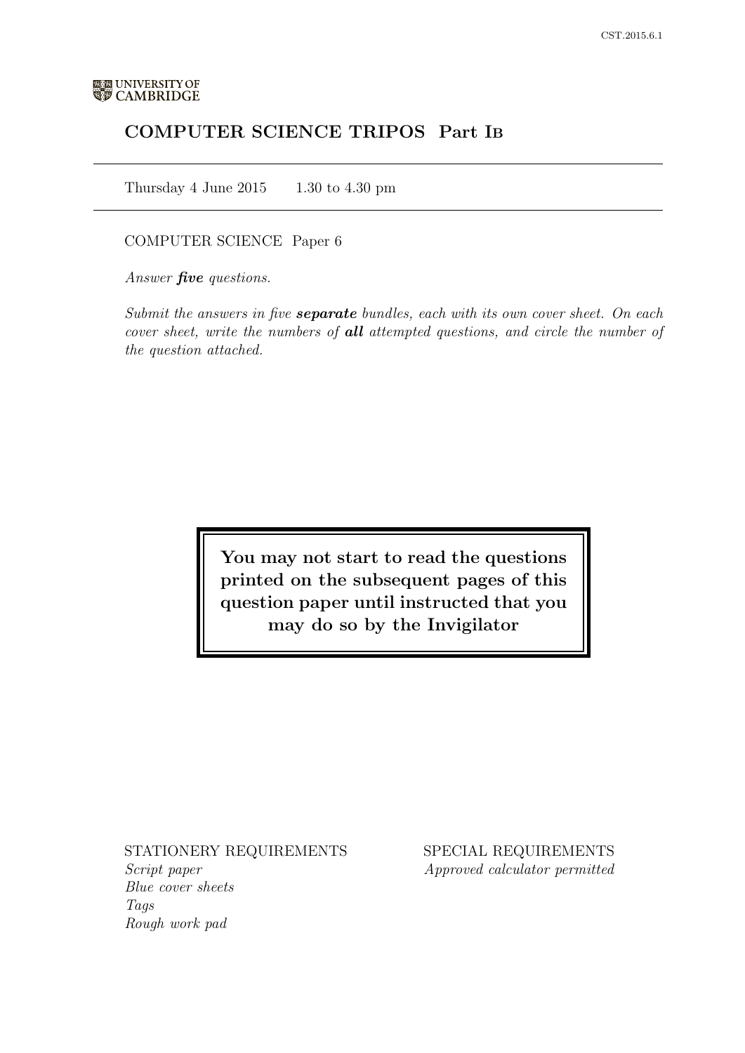UNIVERSITY OF CAMBRIDGE

# COMPUTER SCIENCE TRIPOS Part IB

Thursday 4 June 2015 1.30 to 4.30 pm

COMPUTER SCIENCE Paper 6

*Answer **five** questions.*

*Submit the answers in five **separate** bundles, each with its own cover sheet. On each cover sheet, write the numbers of **all** attempted questions, and circle the number of the question attached.*

**You may not start to read the questions printed on the subsequent pages of this question paper until instructed that you may do so by the Invigilator**

STATIONERY REQUIREMENTS

*Script paper*
*Blue cover sheets*
*Tags*
*Rough work pad*

SPECIAL REQUIREMENTS

*Approved calculator permitted*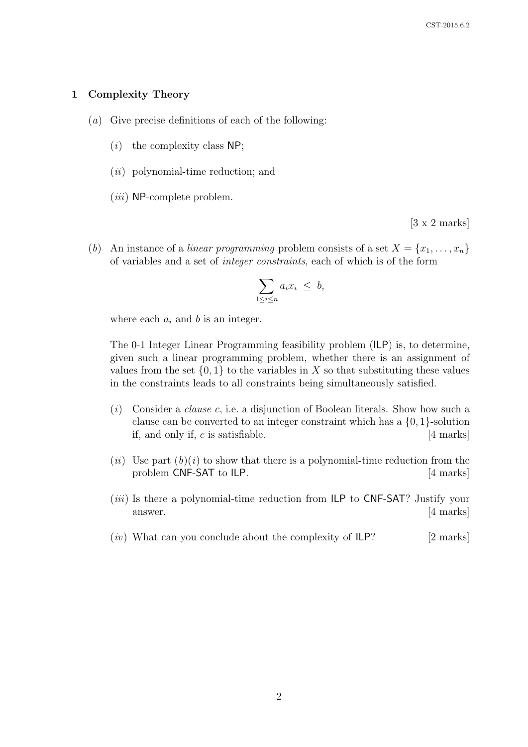## 1 Complexity Theory

(*a*) Give precise definitions of each of the following:

(*i*) the complexity class NP;

(*ii*) polynomial-time reduction; and

(*iii*) NP-complete problem.

[3 x 2 marks]

(*b*) An instance of a *linear programming* problem consists of a set $X = \{x_1, \ldots, x_n\}$ of variables and a set of *integer constraints*, each of which is of the form

$$\sum_{1 \leq i \leq n} a_i x_i \leq b,$$

where each $a_i$ and $b$ is an integer.

The 0-1 Integer Linear Programming feasibility problem (ILP) is, to determine, given such a linear programming problem, whether there is an assignment of values from the set $\{0, 1\}$ to the variables in $X$ so that substituting these values in the constraints leads to all constraints being simultaneously satisfied.

(*i*) Consider a *clause* $c$, i.e. a disjunction of Boolean literals. Show how such a clause can be converted to an integer constraint which has a $\{0, 1\}$-solution if, and only if, $c$ is satisfiable. [4 marks]

(*ii*) Use part (*b*)(*i*) to show that there is a polynomial-time reduction from the problem CNF-SAT to ILP. [4 marks]

(*iii*) Is there a polynomial-time reduction from ILP to CNF-SAT? Justify your answer. [4 marks]

(*iv*) What can you conclude about the complexity of ILP? [2 marks]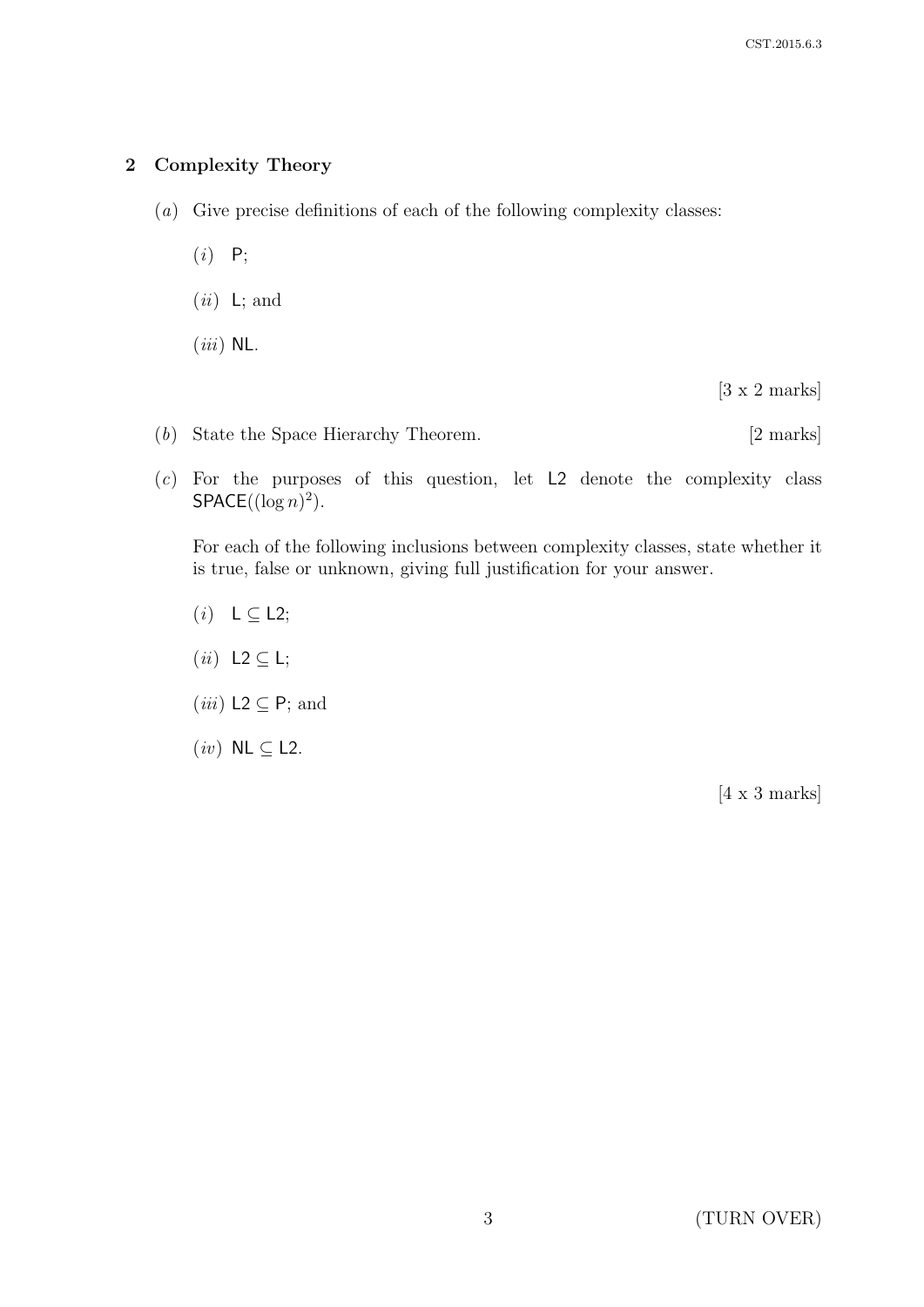## 2 Complexity Theory

(*a*) Give precise definitions of each of the following complexity classes:

(*i*) P;

(*ii*) L; and

(*iii*) NL.

[3 x 2 marks]

(*b*) State the Space Hierarchy Theorem. [2 marks]

(*c*) For the purposes of this question, let L2 denote the complexity class $\mathsf{SPACE}((\log n)^2)$.

For each of the following inclusions between complexity classes, state whether it is true, false or unknown, giving full justification for your answer.

(*i*) $\mathsf{L} \subseteq \mathsf{L2}$;

(*ii*) $\mathsf{L2} \subseteq \mathsf{L}$;

(*iii*) $\mathsf{L2} \subseteq \mathsf{P}$; and

(*iv*) $\mathsf{NL} \subseteq \mathsf{L2}$.

[4 x 3 marks]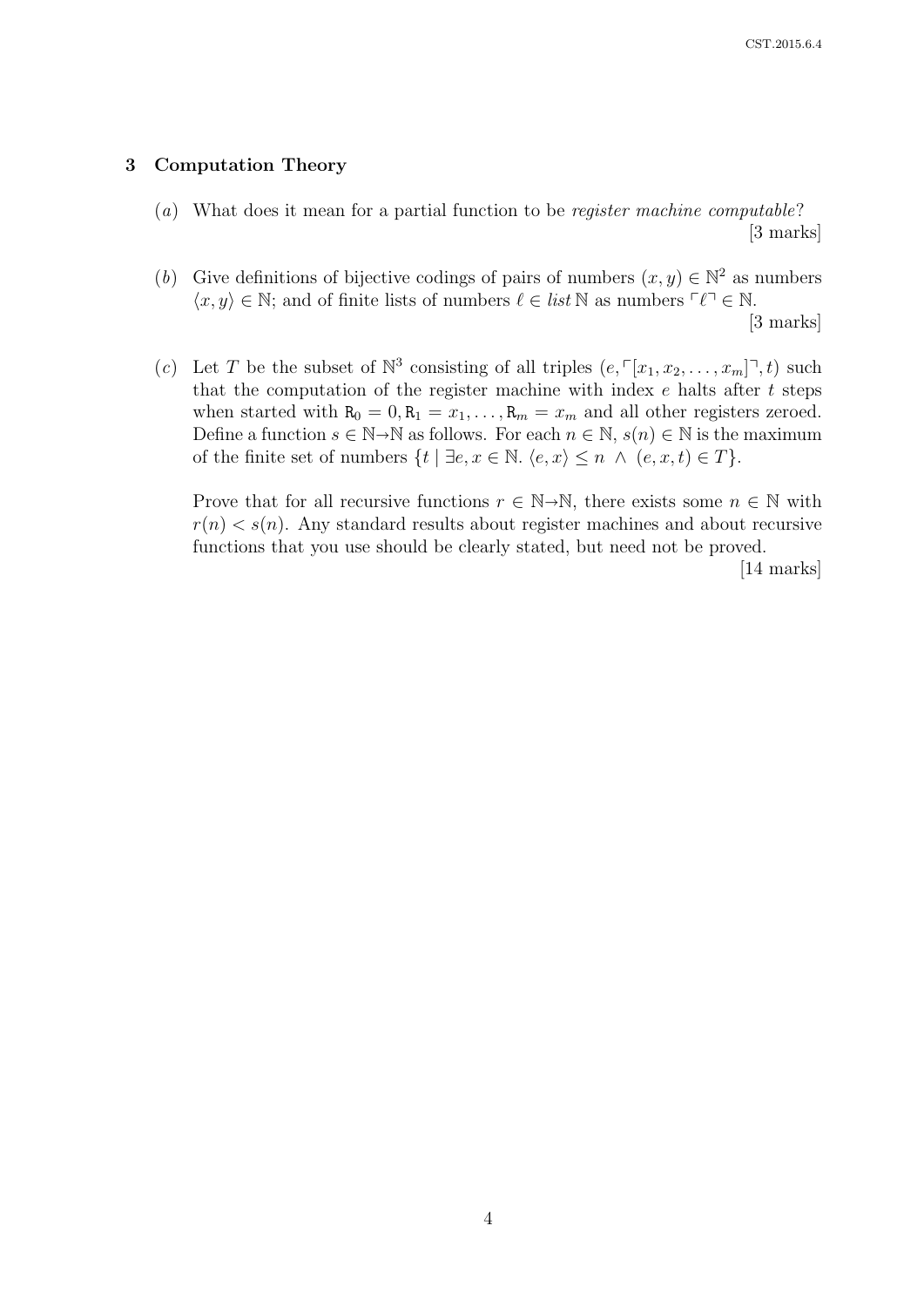## 3 Computation Theory

(*a*) What does it mean for a partial function to be *register machine computable*? [3 marks]

(*b*) Give definitions of bijective codings of pairs of numbers $(x, y) \in \mathbb{N}^2$ as numbers $\langle x, y \rangle \in \mathbb{N}$; and of finite lists of numbers $\ell \in \mathit{list}\,\mathbb{N}$ as numbers $\ulcorner \ell \urcorner \in \mathbb{N}$. [3 marks]

(*c*) Let $T$ be the subset of $\mathbb{N}^3$ consisting of all triples $(e, \ulcorner [x_1, x_2, \ldots, x_m] \urcorner, t)$ such that the computation of the register machine with index $e$ halts after $t$ steps when started with $\mathtt{R}_0 = 0, \mathtt{R}_1 = x_1, \ldots, \mathtt{R}_m = x_m$ and all other registers zeroed. Define a function $s \in \mathbb{N} \rightarrow \mathbb{N}$ as follows. For each $n \in \mathbb{N}$, $s(n) \in \mathbb{N}$ is the maximum of the finite set of numbers $\{t \mid \exists e, x \in \mathbb{N}.\ \langle e, x \rangle \leq n \ \wedge \ (e, x, t) \in T\}$.

Prove that for all recursive functions $r \in \mathbb{N} \rightarrow \mathbb{N}$, there exists some $n \in \mathbb{N}$ with $r(n) < s(n)$. Any standard results about register machines and about recursive functions that you use should be clearly stated, but need not be proved. [14 marks]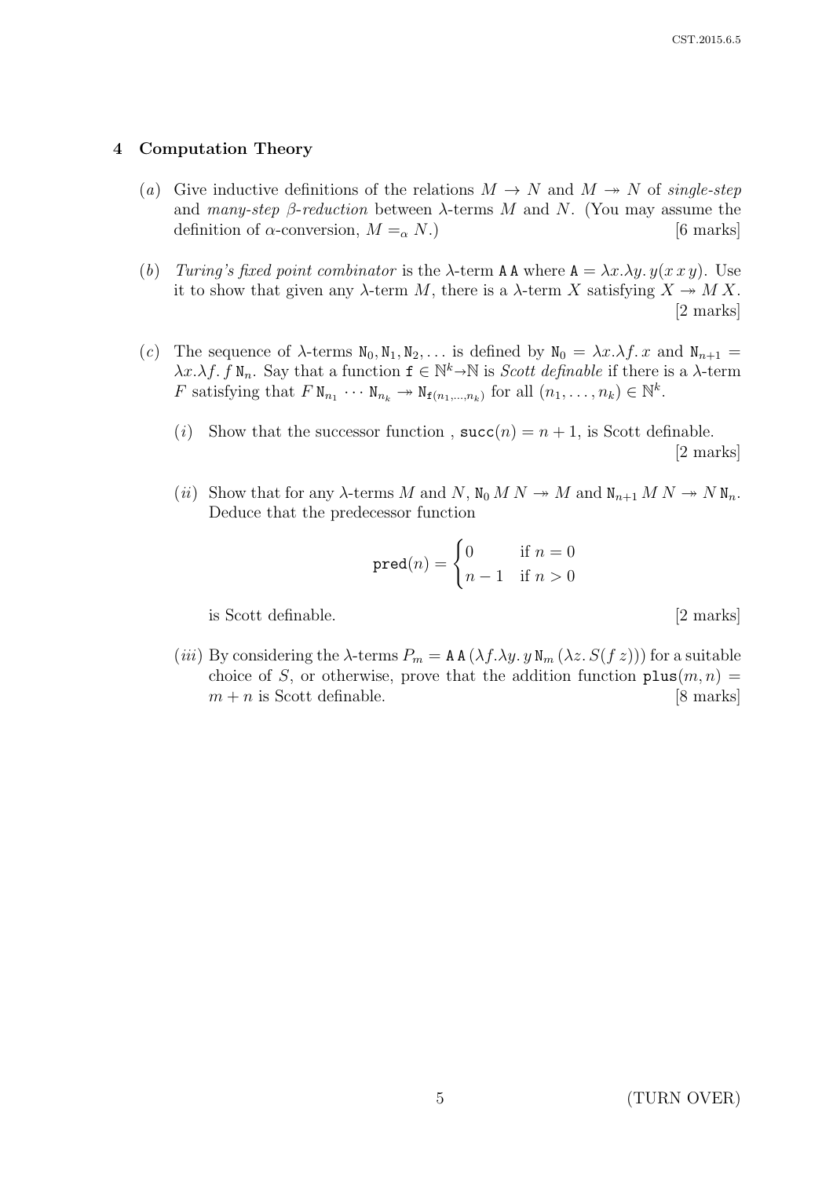## 4 Computation Theory

(*a*) Give inductive definitions of the relations $M \to N$ and $M \twoheadrightarrow N$ of *single-step* and *many-step $\beta$-reduction* between $\lambda$-terms $M$ and $N$. (You may assume the definition of $\alpha$-conversion, $M =_\alpha N$.) [6 marks]

(*b*) *Turing's fixed point combinator* is the $\lambda$-term $\mathtt{A}\,\mathtt{A}$ where $\mathtt{A} = \lambda x.\lambda y.\, y(x\,x\,y)$. Use it to show that given any $\lambda$-term $M$, there is a $\lambda$-term $X$ satisfying $X \twoheadrightarrow M\,X$. [2 marks]

(*c*) The sequence of $\lambda$-terms $\mathtt{N}_0, \mathtt{N}_1, \mathtt{N}_2, \ldots$ is defined by $\mathtt{N}_0 = \lambda x.\lambda f.\, x$ and $\mathtt{N}_{n+1} = \lambda x.\lambda f.\, f\,\mathtt{N}_n$. Say that a function $\mathtt{f} \in \mathbb{N}^k \to \mathbb{N}$ is *Scott definable* if there is a $\lambda$-term $F$ satisfying that $F\,\mathtt{N}_{n_1} \cdots \mathtt{N}_{n_k} \twoheadrightarrow \mathtt{N}_{\mathtt{f}(n_1,\ldots,n_k)}$ for all $(n_1, \ldots, n_k) \in \mathbb{N}^k$.

(*i*) Show that the successor function , $\mathtt{succ}(n) = n + 1$, is Scott definable. [2 marks]

(*ii*) Show that for any $\lambda$-terms $M$ and $N$, $\mathtt{N}_0\,M\,N \twoheadrightarrow M$ and $\mathtt{N}_{n+1}\,M\,N \twoheadrightarrow N\,\mathtt{N}_n$. Deduce that the predecessor function

$$\mathtt{pred}(n) = \begin{cases} 0 & \text{if } n = 0 \\ n - 1 & \text{if } n > 0 \end{cases}$$

is Scott definable. [2 marks]

(*iii*) By considering the $\lambda$-terms $P_m = \mathtt{A}\,\mathtt{A}\,(\lambda f.\lambda y.\, y\,\mathtt{N}_m\,(\lambda z.\, S(f\,z)))$ for a suitable choice of $S$, or otherwise, prove that the addition function $\mathtt{plus}(m, n) = m + n$ is Scott definable. [8 marks]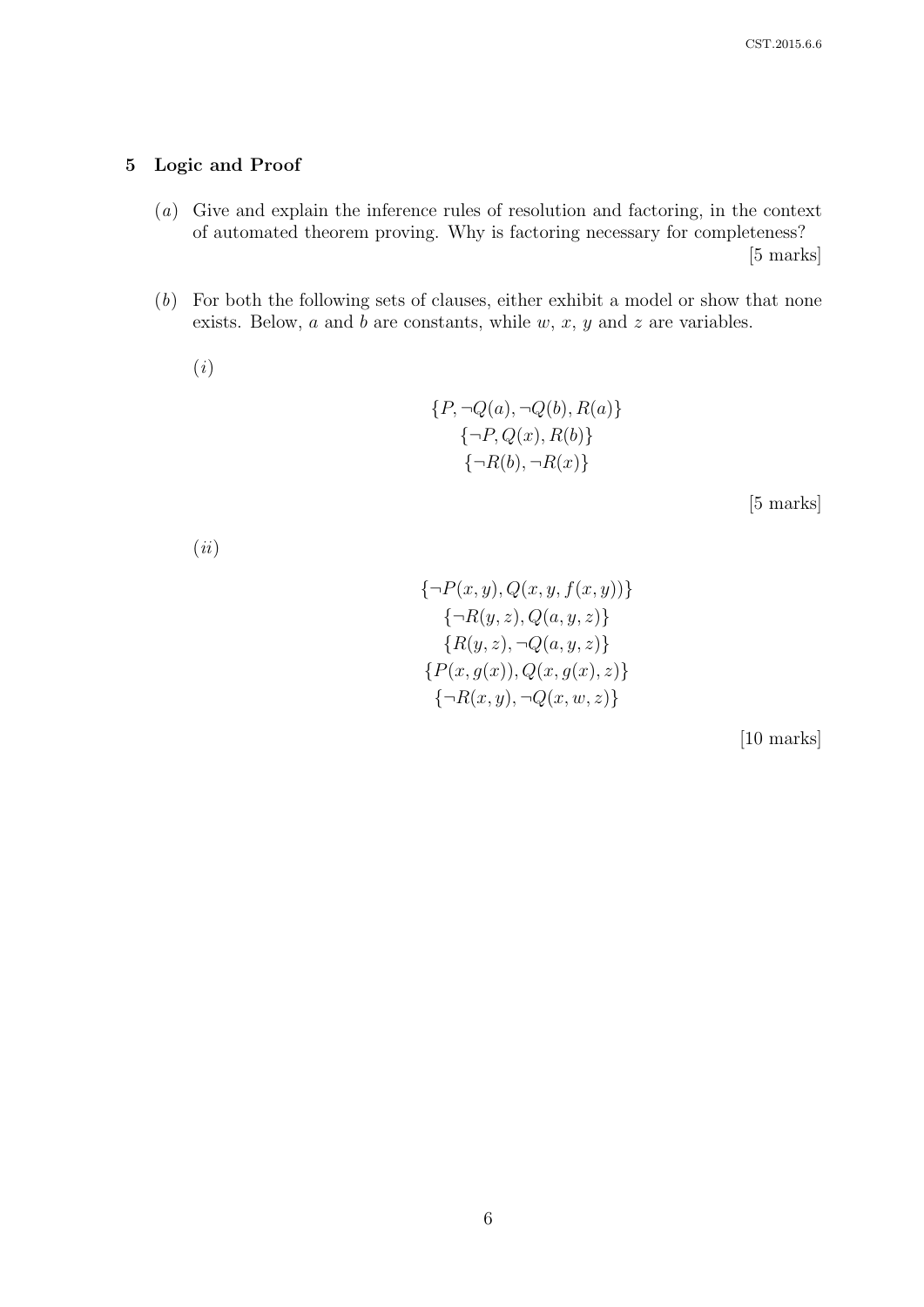## 5 Logic and Proof

(*a*) Give and explain the inference rules of resolution and factoring, in the context of automated theorem proving. Why is factoring necessary for completeness? [5 marks]

(*b*) For both the following sets of clauses, either exhibit a model or show that none exists. Below, $a$ and $b$ are constants, while $w$, $x$, $y$ and $z$ are variables.

(*i*)

$$\{P, \neg Q(a), \neg Q(b), R(a)\}$$
$$\{\neg P, Q(x), R(b)\}$$
$$\{\neg R(b), \neg R(x)\}$$

[5 marks]

(*ii*)

$$\{\neg P(x, y), Q(x, y, f(x, y))\}$$
$$\{\neg R(y, z), Q(a, y, z)\}$$
$$\{R(y, z), \neg Q(a, y, z)\}$$
$$\{P(x, g(x)), Q(x, g(x), z)\}$$
$$\{\neg R(x, y), \neg Q(x, w, z)\}$$

[10 marks]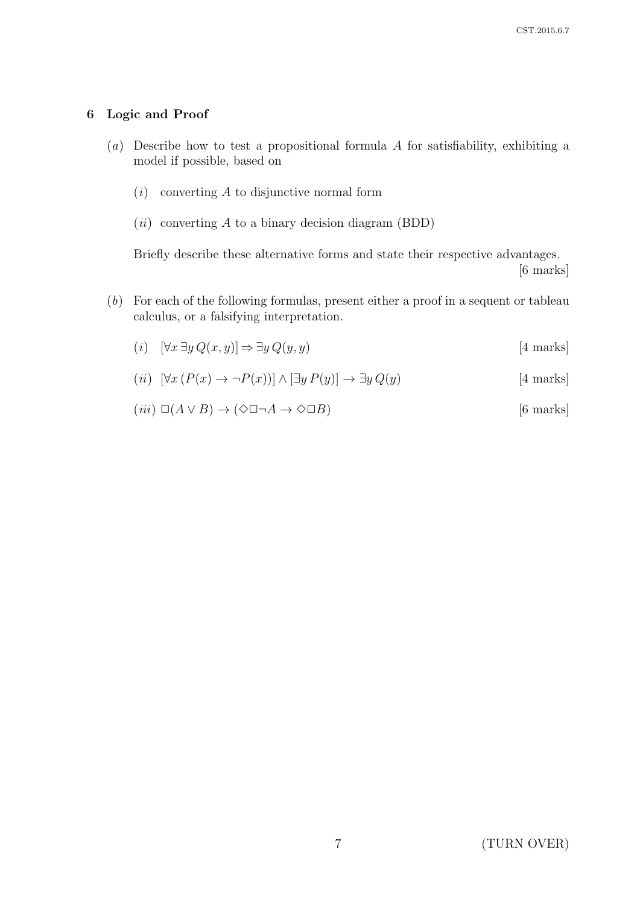## 6 Logic and Proof

(*a*) Describe how to test a propositional formula $A$ for satisfiability, exhibiting a model if possible, based on

(*i*) converting $A$ to disjunctive normal form

(*ii*) converting $A$ to a binary decision diagram (BDD)

Briefly describe these alternative forms and state their respective advantages. [6 marks]

(*b*) For each of the following formulas, present either a proof in a sequent or tableau calculus, or a falsifying interpretation.

(*i*) $[\forall x\, \exists y\, Q(x,y)] \Rightarrow \exists y\, Q(y,y)$ [4 marks]

(*ii*) $[\forall x\, (P(x) \to \neg P(x))] \wedge [\exists y\, P(y)] \to \exists y\, Q(y)$ [4 marks]

(*iii*) $\Box(A \vee B) \to (\Diamond\Box\neg A \to \Diamond\Box B)$ [6 marks]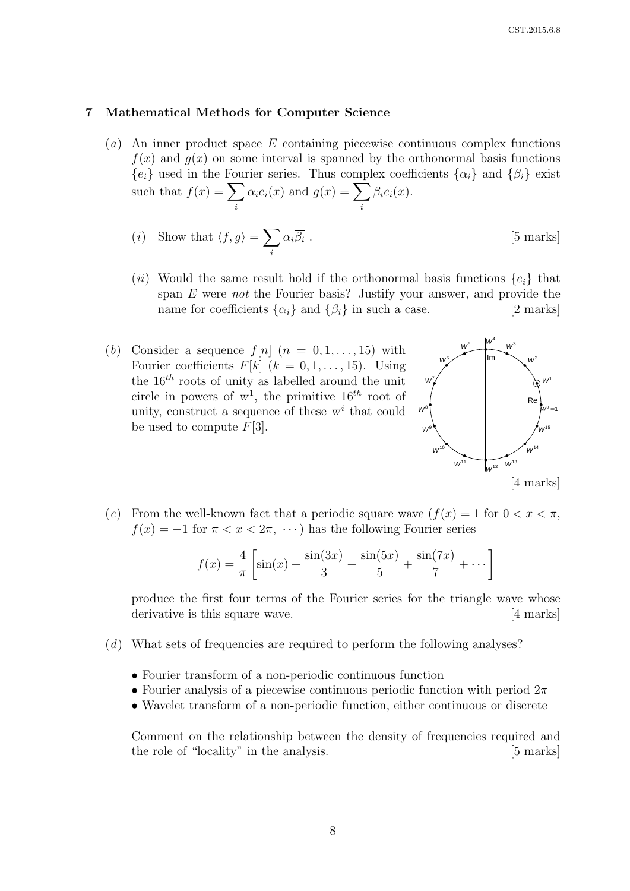## 7 Mathematical Methods for Computer Science

(*a*) An inner product space $E$ containing piecewise continuous complex functions $f(x)$ and $g(x)$ on some interval is spanned by the orthonormal basis functions $\{e_i\}$ used in the Fourier series. Thus complex coefficients $\{\alpha_i\}$ and $\{\beta_i\}$ exist such that $f(x) = \sum_i \alpha_i e_i(x)$ and $g(x) = \sum_i \beta_i e_i(x)$.

(*i*) Show that $\langle f, g \rangle = \sum_i \alpha_i \overline{\beta_i}$ . [5 marks]

(*ii*) Would the same result hold if the orthonormal basis functions $\{e_i\}$ that span $E$ were *not* the Fourier basis? Justify your answer, and provide the name for coefficients $\{\alpha_i\}$ and $\{\beta_i\}$ in such a case. [2 marks]

(*b*) Consider a sequence $f[n]$ $(n = 0, 1, \ldots, 15)$ with Fourier coefficients $F[k]$ $(k = 0, 1, \ldots, 15)$. Using the $16^{th}$ roots of unity as labelled around the unit circle in powers of $w^1$, the primitive $16^{th}$ root of unity, construct a sequence of these $w^i$ that could be used to compute $F[3]$.

[4 marks]

(*c*) From the well-known fact that a periodic square wave ($f(x) = 1$ for $0 < x < \pi$, $f(x) = -1$ for $\pi < x < 2\pi$, $\cdots$) has the following Fourier series

$$f(x) = \frac{4}{\pi}\left[\sin(x) + \frac{\sin(3x)}{3} + \frac{\sin(5x)}{5} + \frac{\sin(7x)}{7} + \cdots\right]$$

produce the first four terms of the Fourier series for the triangle wave whose derivative is this square wave. [4 marks]

(*d*) What sets of frequencies are required to perform the following analyses?

- Fourier transform of a non-periodic continuous function
- Fourier analysis of a piecewise continuous periodic function with period $2\pi$
- Wavelet transform of a non-periodic function, either continuous or discrete

Comment on the relationship between the density of frequencies required and the role of "locality" in the analysis. [5 marks]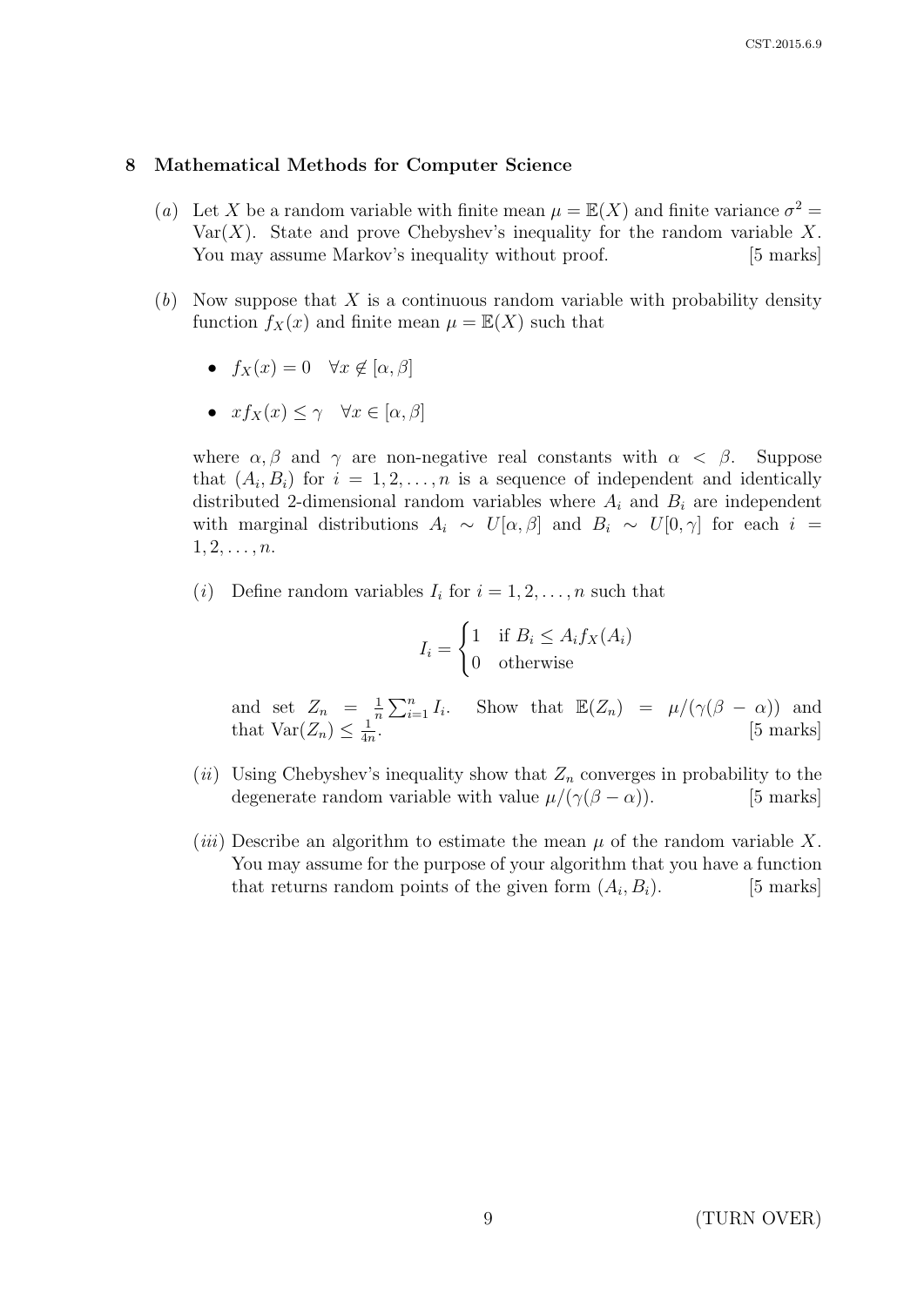## 8 Mathematical Methods for Computer Science

(*a*) Let $X$ be a random variable with finite mean $\mu = \mathbb{E}(X)$ and finite variance $\sigma^2 = \text{Var}(X)$. State and prove Chebyshev's inequality for the random variable $X$. You may assume Markov's inequality without proof. [5 marks]

(*b*) Now suppose that $X$ is a continuous random variable with probability density function $f_X(x)$ and finite mean $\mu = \mathbb{E}(X)$ such that

- $f_X(x) = 0 \quad \forall x \notin [\alpha, \beta]$
- $x f_X(x) \leq \gamma \quad \forall x \in [\alpha, \beta]$

where $\alpha, \beta$ and $\gamma$ are non-negative real constants with $\alpha < \beta$. Suppose that $(A_i, B_i)$ for $i = 1, 2, \ldots, n$ is a sequence of independent and identically distributed 2-dimensional random variables where $A_i$ and $B_i$ are independent with marginal distributions $A_i \sim U[\alpha, \beta]$ and $B_i \sim U[0, \gamma]$ for each $i = 1, 2, \ldots, n$.

(*i*) Define random variables $I_i$ for $i = 1, 2, \ldots, n$ such that

$$I_i = \begin{cases} 1 & \text{if } B_i \leq A_i f_X(A_i) \\ 0 & \text{otherwise} \end{cases}$$

and set $Z_n = \frac{1}{n} \sum_{i=1}^{n} I_i$. Show that $\mathbb{E}(Z_n) = \mu/(\gamma(\beta - \alpha))$ and that $\text{Var}(Z_n) \leq \frac{1}{4n}$. [5 marks]

(*ii*) Using Chebyshev's inequality show that $Z_n$ converges in probability to the degenerate random variable with value $\mu/(\gamma(\beta - \alpha))$. [5 marks]

(*iii*) Describe an algorithm to estimate the mean $\mu$ of the random variable $X$. You may assume for the purpose of your algorithm that you have a function that returns random points of the given form $(A_i, B_i)$. [5 marks]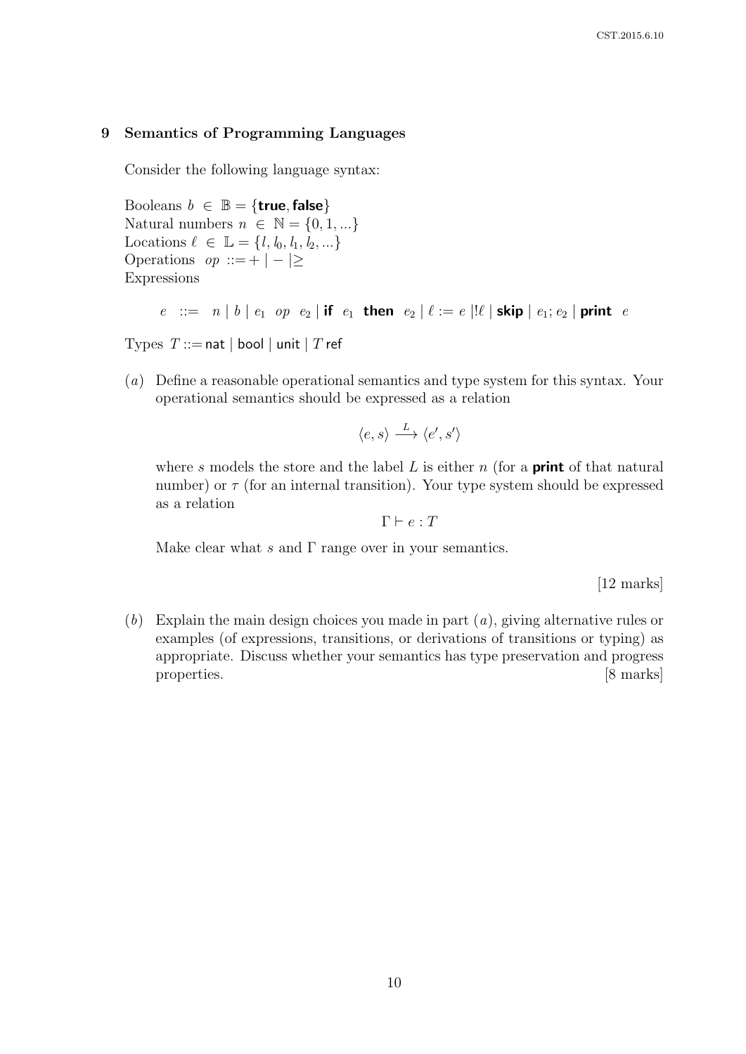## 9 Semantics of Programming Languages

Consider the following language syntax:

Booleans $b \in \mathbb{B} = \{\textbf{true}, \textbf{false}\}$
Natural numbers $n \in \mathbb{N} = \{0, 1, ...\}$
Locations $\ell \in \mathbb{L} = \{l, l_0, l_1, l_2, ...\}$
Operations $op ::= + \mid - \mid \geq$
Expressions

$$e \ ::= \ n \mid b \mid e_1 \ \ op \ \ e_2 \mid \textbf{if} \ \ e_1 \ \ \textbf{then} \ \ e_2 \mid \ell := e \mid !\ell \mid \textbf{skip} \mid e_1; e_2 \mid \textbf{print} \ \ e$$

Types $T ::= \mathsf{nat} \mid \mathsf{bool} \mid \mathsf{unit} \mid T\, \mathsf{ref}$

(*a*) Define a reasonable operational semantics and type system for this syntax. Your operational semantics should be expressed as a relation

$$\langle e, s \rangle \xrightarrow{L} \langle e', s' \rangle$$

where $s$ models the store and the label $L$ is either $n$ (for a **print** of that natural number) or $\tau$ (for an internal transition). Your type system should be expressed as a relation

$$\Gamma \vdash e : T$$

Make clear what $s$ and $\Gamma$ range over in your semantics.

[12 marks]

(*b*) Explain the main design choices you made in part (*a*), giving alternative rules or examples (of expressions, transitions, or derivations of transitions or typing) as appropriate. Discuss whether your semantics has type preservation and progress properties. [8 marks]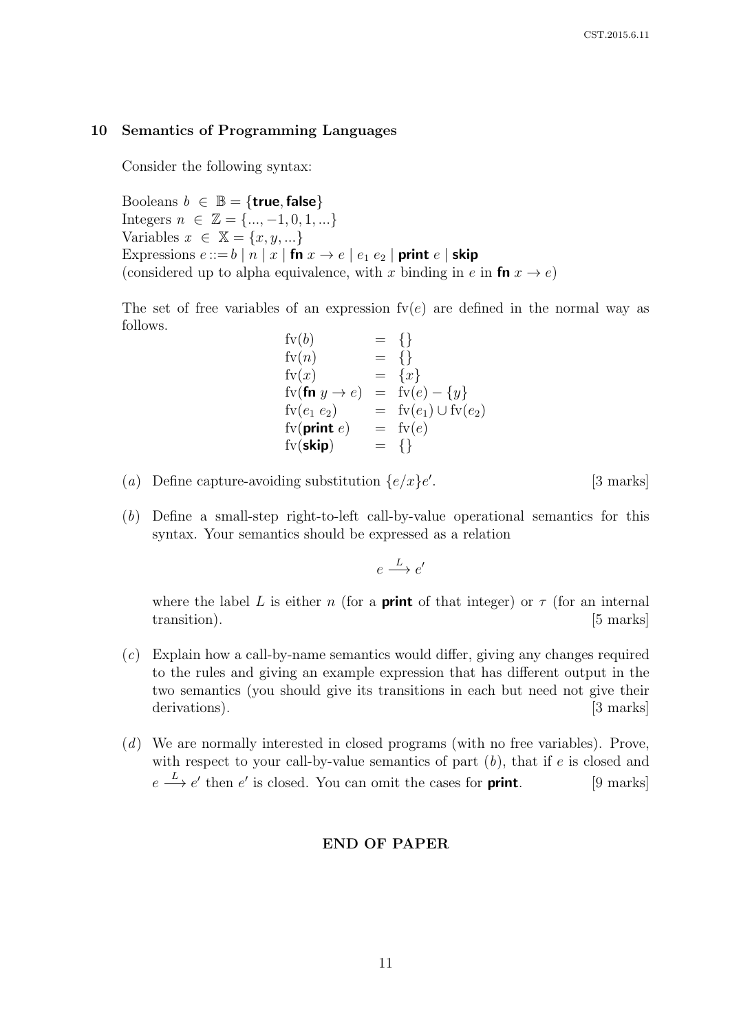## 10 Semantics of Programming Languages

Consider the following syntax:

Booleans $b \in \mathbb{B} = \{\textsf{true}, \textsf{false}\}$
Integers $n \in \mathbb{Z} = \{..., -1, 0, 1, ...\}$
Variables $x \in \mathbb{X} = \{x, y, ...\}$
Expressions $e ::= b \mid n \mid x \mid \textsf{fn}\ x \to e \mid e_1\ e_2 \mid \textsf{print}\ e \mid \textsf{skip}$
(considered up to alpha equivalence, with $x$ binding in $e$ in $\textsf{fn}\ x \to e$)

The set of free variables of an expression $\text{fv}(e)$ are defined in the normal way as follows.

$$
\begin{array}{lcl}
\text{fv}(b) & = & \{\} \\
\text{fv}(n) & = & \{\} \\
\text{fv}(x) & = & \{x\} \\
\text{fv}(\textsf{fn}\ y \to e) & = & \text{fv}(e) - \{y\} \\
\text{fv}(e_1\ e_2) & = & \text{fv}(e_1) \cup \text{fv}(e_2) \\
\text{fv}(\textsf{print}\ e) & = & \text{fv}(e) \\
\text{fv}(\textsf{skip}) & = & \{\}
\end{array}
$$

(a) Define capture-avoiding substitution $\{e/x\}e'$. [3 marks]

(b) Define a small-step right-to-left call-by-value operational semantics for this syntax. Your semantics should be expressed as a relation

$$e \xrightarrow{L} e'$$

where the label $L$ is either $n$ (for a **print** of that integer) or $\tau$ (for an internal transition). [5 marks]

(c) Explain how a call-by-name semantics would differ, giving any changes required to the rules and giving an example expression that has different output in the two semantics (you should give its transitions in each but need not give their derivations). [3 marks]

(d) We are normally interested in closed programs (with no free variables). Prove, with respect to your call-by-value semantics of part (b), that if $e$ is closed and $e \xrightarrow{L} e'$ then $e'$ is closed. You can omit the cases for **print**. [9 marks]

**END OF PAPER**